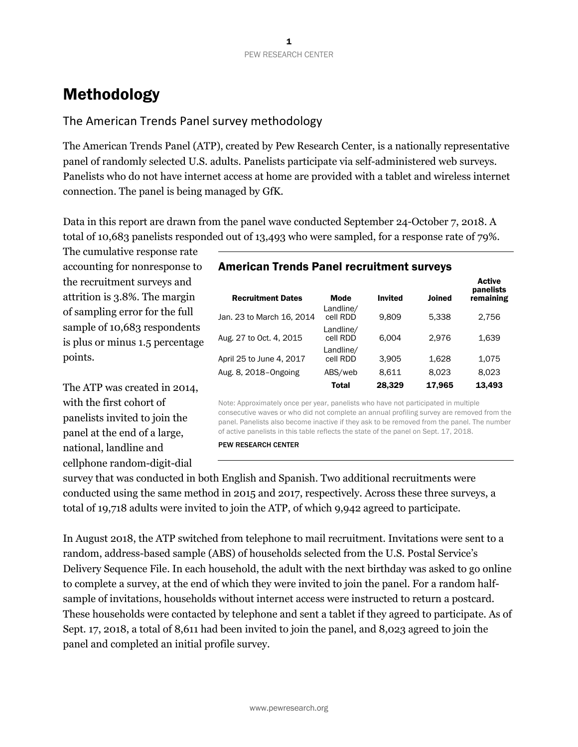# Methodology

## The American Trends Panel survey methodology

The American Trends Panel (ATP), created by Pew Research Center, is a nationally representative panel of randomly selected U.S. adults. Panelists participate via self-administered web surveys. Panelists who do not have internet access at home are provided with a tablet and wireless internet connection. The panel is being managed by GfK.

Data in this report are drawn from the panel wave conducted September 24-October 7, 2018. A total of 10,683 panelists responded out of 13,493 who were sampled, for a response rate of 79%. The cumulative response rate accounting for nonresponse to the recruitment surveys and attrition is 3.8%. The margin of sampling error for the full sample of 10,683 respondents is plus or minus 1.5 percentage points.

**American Trends Panel recruitment surveys**

| Recruitment Dates | Mode | Invited | Joined | Active panelists remaining |
|---|---|---|---|---|
| Jan. 23 to March 16, 2014 | Landline/ cell RDD | 9,809 | 5,338 | 2,756 |
| Aug. 27 to Oct. 4, 2015 | Landline/ cell RDD | 6,004 | 2,976 | 1,639 |
| April 25 to June 4, 2017 | Landline/ cell RDD | 3,905 | 1,628 | 1,075 |
| Aug. 8, 2018–Ongoing | ABS/web | 8,611 | 8,023 | 8,023 |
| | **Total** | **28,329** | **17,965** | **13,493** |

Note: Approximately once per year, panelists who have not participated in multiple consecutive waves or who did not complete an annual profiling survey are removed from the panel. Panelists also become inactive if they ask to be removed from the panel. The number of active panelists in this table reflects the state of the panel on Sept. 17, 2018.

PEW RESEARCH CENTER

The ATP was created in 2014, with the first cohort of panelists invited to join the panel at the end of a large, national, landline and cellphone random-digit-dial survey that was conducted in both English and Spanish. Two additional recruitments were conducted using the same method in 2015 and 2017, respectively. Across these three surveys, a total of 19,718 adults were invited to join the ATP, of which 9,942 agreed to participate.

In August 2018, the ATP switched from telephone to mail recruitment. Invitations were sent to a random, address-based sample (ABS) of households selected from the U.S. Postal Service's Delivery Sequence File. In each household, the adult with the next birthday was asked to go online to complete a survey, at the end of which they were invited to join the panel. For a random half-sample of invitations, households without internet access were instructed to return a postcard. These households were contacted by telephone and sent a tablet if they agreed to participate. As of Sept. 17, 2018, a total of 8,611 had been invited to join the panel, and 8,023 agreed to join the panel and completed an initial profile survey.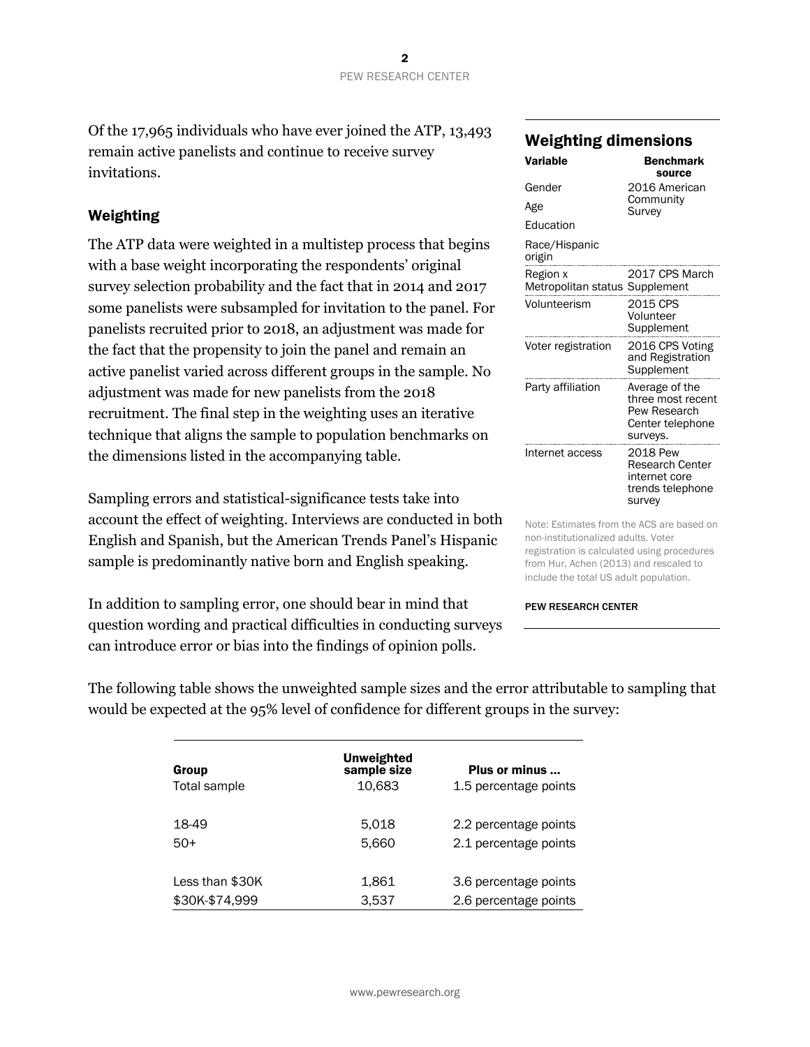Of the 17,965 individuals who have ever joined the ATP, 13,493 remain active panelists and continue to receive survey invitations.

### Weighting

The ATP data were weighted in a multistep process that begins with a base weight incorporating the respondents' original survey selection probability and the fact that in 2014 and 2017 some panelists were subsampled for invitation to the panel. For panelists recruited prior to 2018, an adjustment was made for the fact that the propensity to join the panel and remain an active panelist varied across different groups in the sample. No adjustment was made for new panelists from the 2018 recruitment. The final step in the weighting uses an iterative technique that aligns the sample to population benchmarks on the dimensions listed in the accompanying table.

Sampling errors and statistical-significance tests take into account the effect of weighting. Interviews are conducted in both English and Spanish, but the American Trends Panel's Hispanic sample is predominantly native born and English speaking.

In addition to sampling error, one should bear in mind that question wording and practical difficulties in conducting surveys can introduce error or bias into the findings of opinion polls.

### Weighting dimensions

| Variable | Benchmark source |
|---|---|
| Gender<br>Age<br>Education<br>Race/Hispanic origin | 2016 American Community Survey |
| Region x Metropolitan status | 2017 CPS March Supplement |
| Volunteerism | 2015 CPS Volunteer Supplement |
| Voter registration | 2016 CPS Voting and Registration Supplement |
| Party affiliation | Average of the three most recent Pew Research Center telephone surveys. |
| Internet access | 2018 Pew Research Center internet core trends telephone survey |

Note: Estimates from the ACS are based on non-institutionalized adults. Voter registration is calculated using procedures from Hur, Achen (2013) and rescaled to include the total US adult population.

PEW RESEARCH CENTER

The following table shows the unweighted sample sizes and the error attributable to sampling that would be expected at the 95% level of confidence for different groups in the survey:

| Group | Unweighted sample size | Plus or minus ... |
|---|---|---|
| Total sample | 10,683 | 1.5 percentage points |
| 18-49 | 5,018 | 2.2 percentage points |
| 50+ | 5,660 | 2.1 percentage points |
| Less than $30K | 1,861 | 3.6 percentage points |
| $30K-$74,999 | 3,537 | 2.6 percentage points |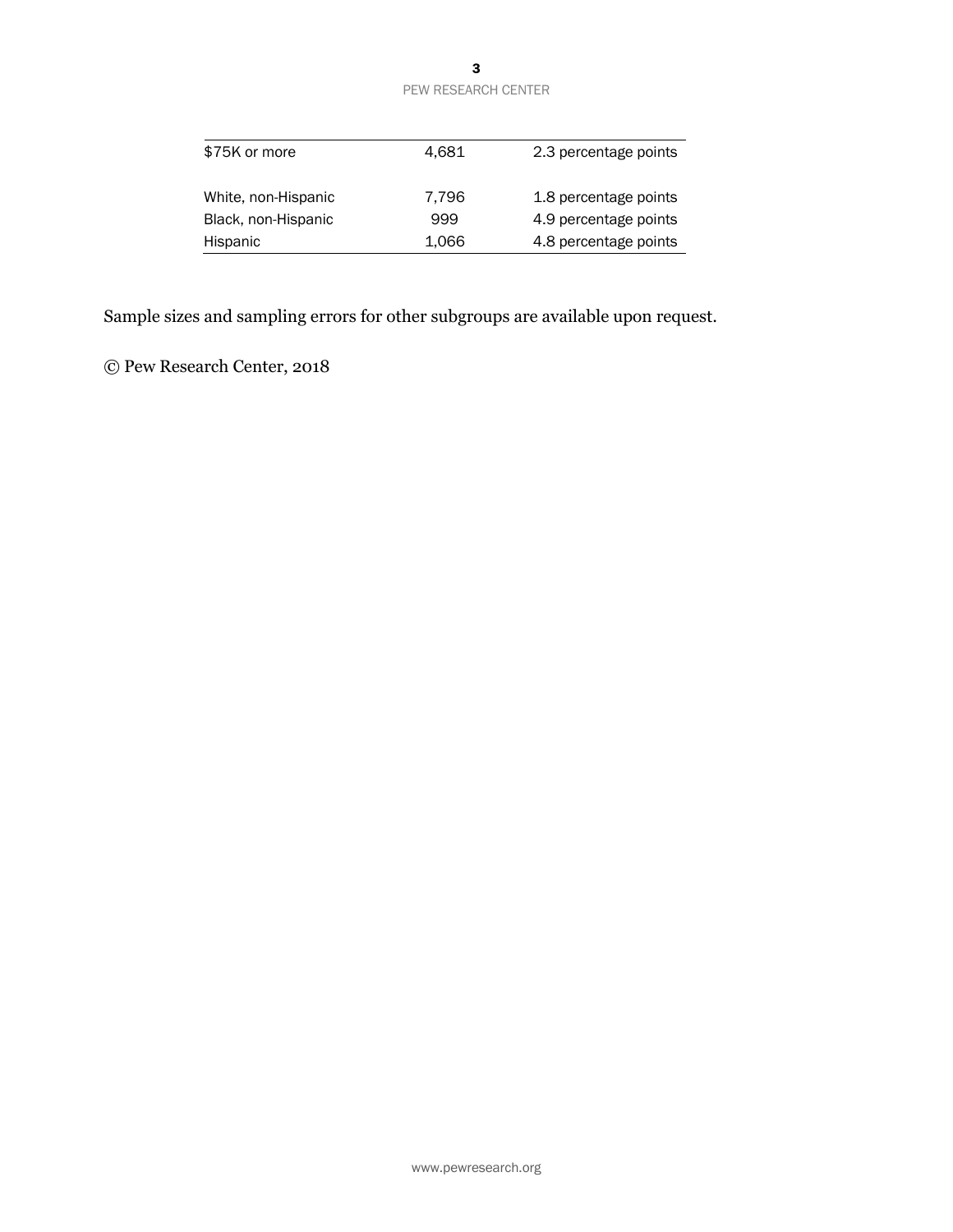| | | |
|---|---|---|
| $75K or more | 4,681 | 2.3 percentage points |
| | | |
| White, non-Hispanic | 7,796 | 1.8 percentage points |
| Black, non-Hispanic | 999 | 4.9 percentage points |
| Hispanic | 1,066 | 4.8 percentage points |

Sample sizes and sampling errors for other subgroups are available upon request.

© Pew Research Center, 2018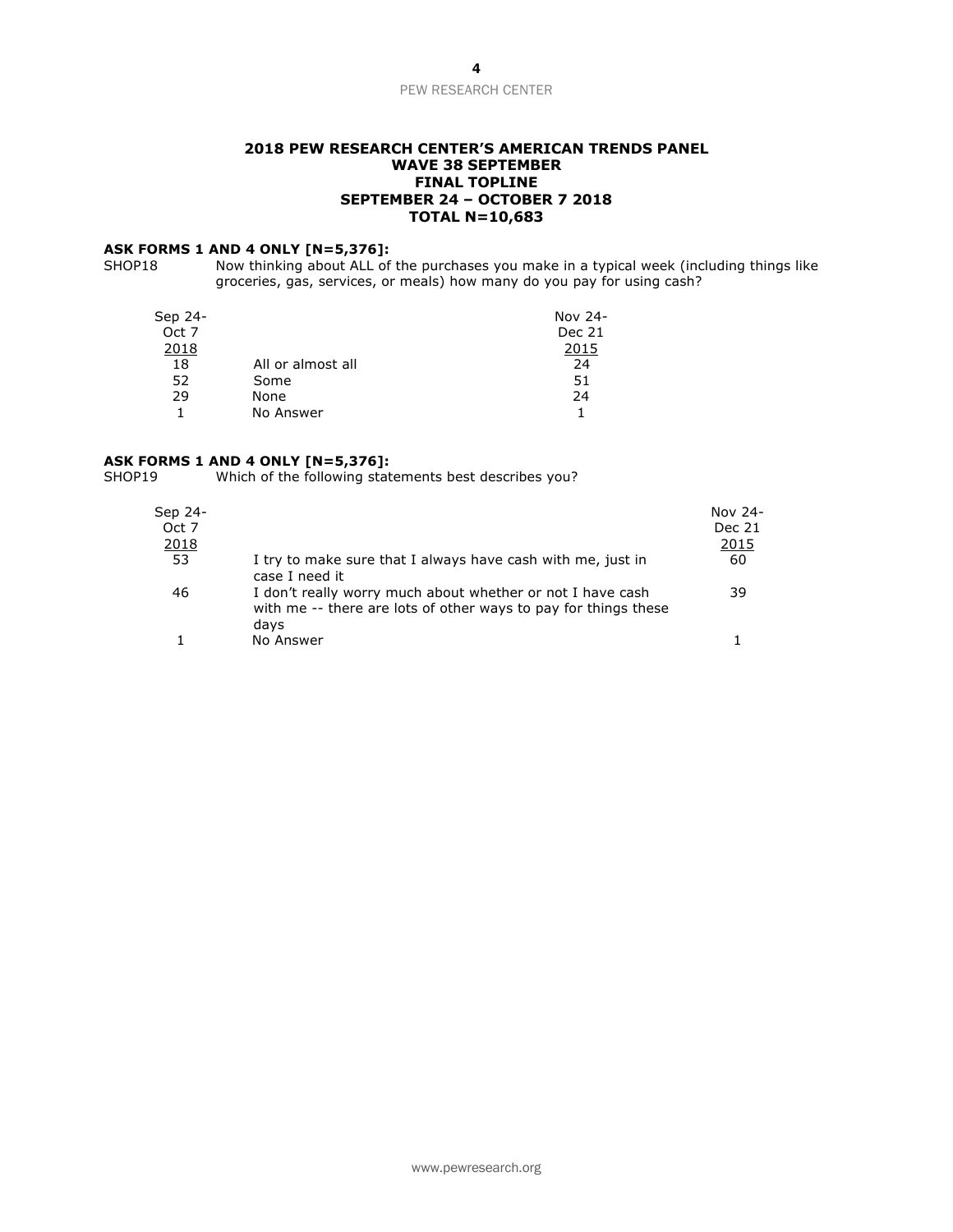**2018 PEW RESEARCH CENTER'S AMERICAN TRENDS PANEL**
**WAVE 38 SEPTEMBER**
**FINAL TOPLINE**
**SEPTEMBER 24 – OCTOBER 7 2018**
**TOTAL N=10,683**

**ASK FORMS 1 AND 4 ONLY [N=5,376]:**

SHOP18 Now thinking about ALL of the purchases you make in a typical week (including things like groceries, gas, services, or meals) how many do you pay for using cash?

| Sep 24-Oct 7 2018 | | Nov 24-Dec 21 2015 |
|---|---|---|
| 18 | All or almost all | 24 |
| 52 | Some | 51 |
| 29 | None | 24 |
| 1 | No Answer | 1 |

**ASK FORMS 1 AND 4 ONLY [N=5,376]:**

SHOP19 Which of the following statements best describes you?

| Sep 24-Oct 7 2018 | | Nov 24-Dec 21 2015 |
|---|---|---|
| 53 | I try to make sure that I always have cash with me, just in case I need it | 60 |
| 46 | I don't really worry much about whether or not I have cash with me -- there are lots of other ways to pay for things these days | 39 |
| 1 | No Answer | 1 |